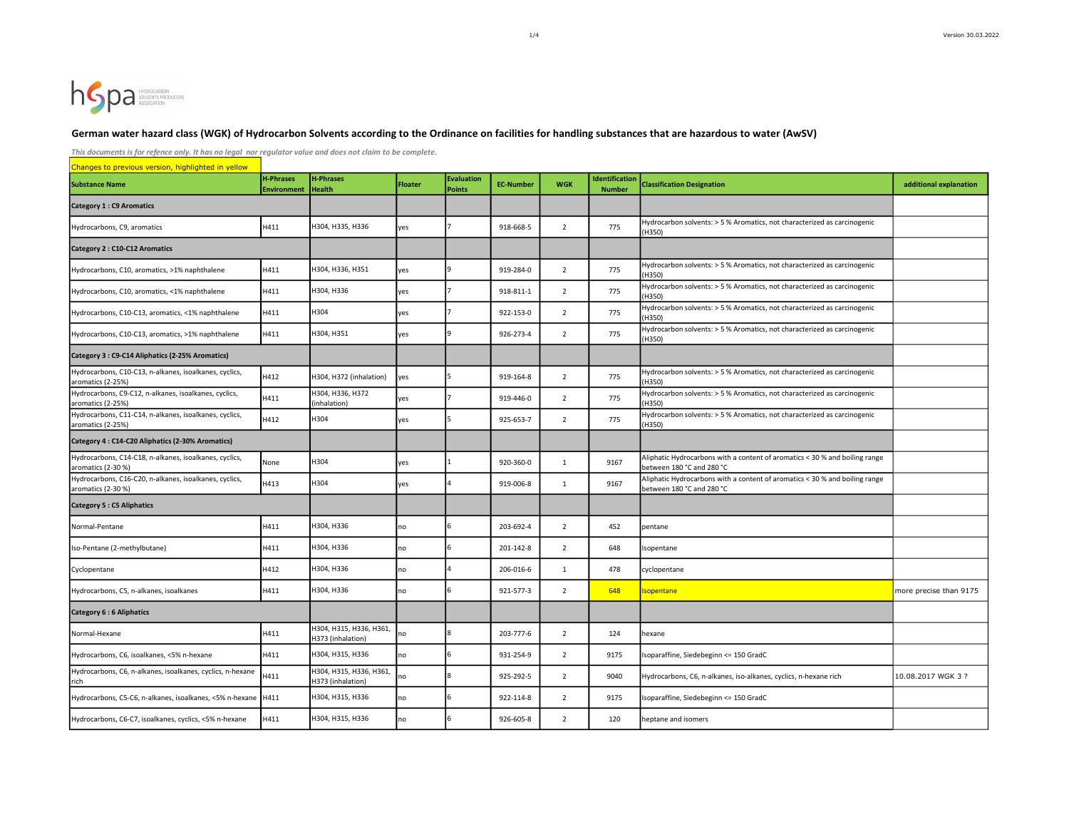hSpa HYDROCARBON SOLVENTS PRODUCERS ASSOCIATION

Version 30.03.2022

## German water hazard class (WGK) of Hydrocarbon Solvents according to the Ordinance on facilities for handling substances that are hazardous to water (AwSV)

*This documents is for refence only. It has no legal nor regulator value and does not claim to be complete.*

Changes to previous version, highlighted in yellow

| Substance Name | H-Phrases Environment | H-Phrases Health | Floater | Evaluation Points | EC-Number | WGK | Identification Number | Classification Designation | additional explanation |
|---|---|---|---|---|---|---|---|---|---|
| **Category 1 : C9 Aromatics** | | | | | | | | | |
| Hydrocarbons, C9, aromatics | H411 | H304, H335, H336 | yes | 7 | 918-668-5 | 2 | 775 | Hydrocarbon solvents: > 5 % Aromatics, not characterized as carcinogenic (H350) | |
| **Category 2 : C10-C12 Aromatics** | | | | | | | | | |
| Hydrocarbons, C10, aromatics, >1% naphthalene | H411 | H304, H336, H351 | yes | 9 | 919-284-0 | 2 | 775 | Hydrocarbon solvents: > 5 % Aromatics, not characterized as carcinogenic (H350) | |
| Hydrocarbons, C10, aromatics, <1% naphthalene | H411 | H304, H336 | yes | 7 | 918-811-1 | 2 | 775 | Hydrocarbon solvents: > 5 % Aromatics, not characterized as carcinogenic (H350) | |
| Hydrocarbons, C10-C13, aromatics, <1% naphthalene | H411 | H304 | yes | 7 | 922-153-0 | 2 | 775 | Hydrocarbon solvents: > 5 % Aromatics, not characterized as carcinogenic (H350) | |
| Hydrocarbons, C10-C13, aromatics, >1% naphthalene | H411 | H304, H351 | yes | 9 | 926-273-4 | 2 | 775 | Hydrocarbon solvents: > 5 % Aromatics, not characterized as carcinogenic (H350) | |
| **Category 3 : C9-C14 Aliphatics (2-25% Aromatics)** | | | | | | | | | |
| Hydrocarbons, C10-C13, n-alkanes, isoalkanes, cyclics, aromatics (2-25%) | H412 | H304, H372 (inhalation) | yes | 5 | 919-164-8 | 2 | 775 | Hydrocarbon solvents: > 5 % Aromatics, not characterized as carcinogenic (H350) | |
| Hydrocarbons, C9-C12, n-alkanes, isoalkanes, cyclics, aromatics (2-25%) | H411 | H304, H336, H372 (inhalation) | yes | 7 | 919-446-0 | 2 | 775 | Hydrocarbon solvents: > 5 % Aromatics, not characterized as carcinogenic (H350) | |
| Hydrocarbons, C11-C14, n-alkanes, isoalkanes, cyclics, aromatics (2-25%) | H412 | H304 | yes | 5 | 925-653-7 | 2 | 775 | Hydrocarbon solvents: > 5 % Aromatics, not characterized as carcinogenic (H350) | |
| **Category 4 : C14-C20 Aliphatics (2-30% Aromatics)** | | | | | | | | | |
| Hydrocarbons, C14-C18, n-alkanes, isoalkanes, cyclics, aromatics (2-30 %) | None | H304 | yes | 1 | 920-360-0 | 1 | 9167 | Aliphatic Hydrocarbons with a content of aromatics < 30 % and boiling range between 180 °C and 280 °C | |
| Hydrocarbons, C16-C20, n-alkanes, isoalkanes, cyclics, aromatics (2-30 %) | H413 | H304 | yes | 4 | 919-006-8 | 1 | 9167 | Aliphatic Hydrocarbons with a content of aromatics < 30 % and boiling range between 180 °C and 280 °C | |
| **Category 5 : C5 Aliphatics** | | | | | | | | | |
| Normal-Pentane | H411 | H304, H336 | no | 6 | 203-692-4 | 2 | 452 | pentane | |
| Iso-Pentane (2-methylbutane) | H411 | H304, H336 | no | 6 | 201-142-8 | 2 | 648 | Isopentane | |
| Cyclopentane | H412 | H304, H336 | no | 4 | 206-016-6 | 1 | 478 | cyclopentane | |
| Hydrocarbons, C5, n-alkanes, isoalkanes | H411 | H304, H336 | no | 6 | 921-577-3 | 2 | 648 | Isopentane | more precise than 9175 |
| **Category 6 : 6 Aliphatics** | | | | | | | | | |
| Normal-Hexane | H411 | H304, H315, H336, H361, H373 (inhalation) | no | 8 | 203-777-6 | 2 | 124 | hexane | |
| Hydrocarbons, C6, isoalkanes, <5% n-hexane | H411 | H304, H315, H336 | no | 6 | 931-254-9 | 2 | 9175 | Isoparaffine, Siedebeginn <= 150 GradC | |
| Hydrocarbons, C6, n-alkanes, isoalkanes, cyclics, n-hexane rich | H411 | H304, H315, H336, H361, H373 (inhalation) | no | 8 | 925-292-5 | 2 | 9040 | Hydrocarbons, C6, n-alkanes, iso-alkanes, cyclics, n-hexane rich | 10.08.2017 WGK 3 ? |
| Hydrocarbons, C5-C6, n-alkanes, isoalkanes, <5% n-hexane | H411 | H304, H315, H336 | no | 6 | 922-114-8 | 2 | 9175 | Isoparaffine, Siedebeginn <= 150 GradC | |
| Hydrocarbons, C6-C7, isoalkanes, cyclics, <5% n-hexane | H411 | H304, H315, H336 | no | 6 | 926-605-8 | 2 | 120 | heptane and isomers | |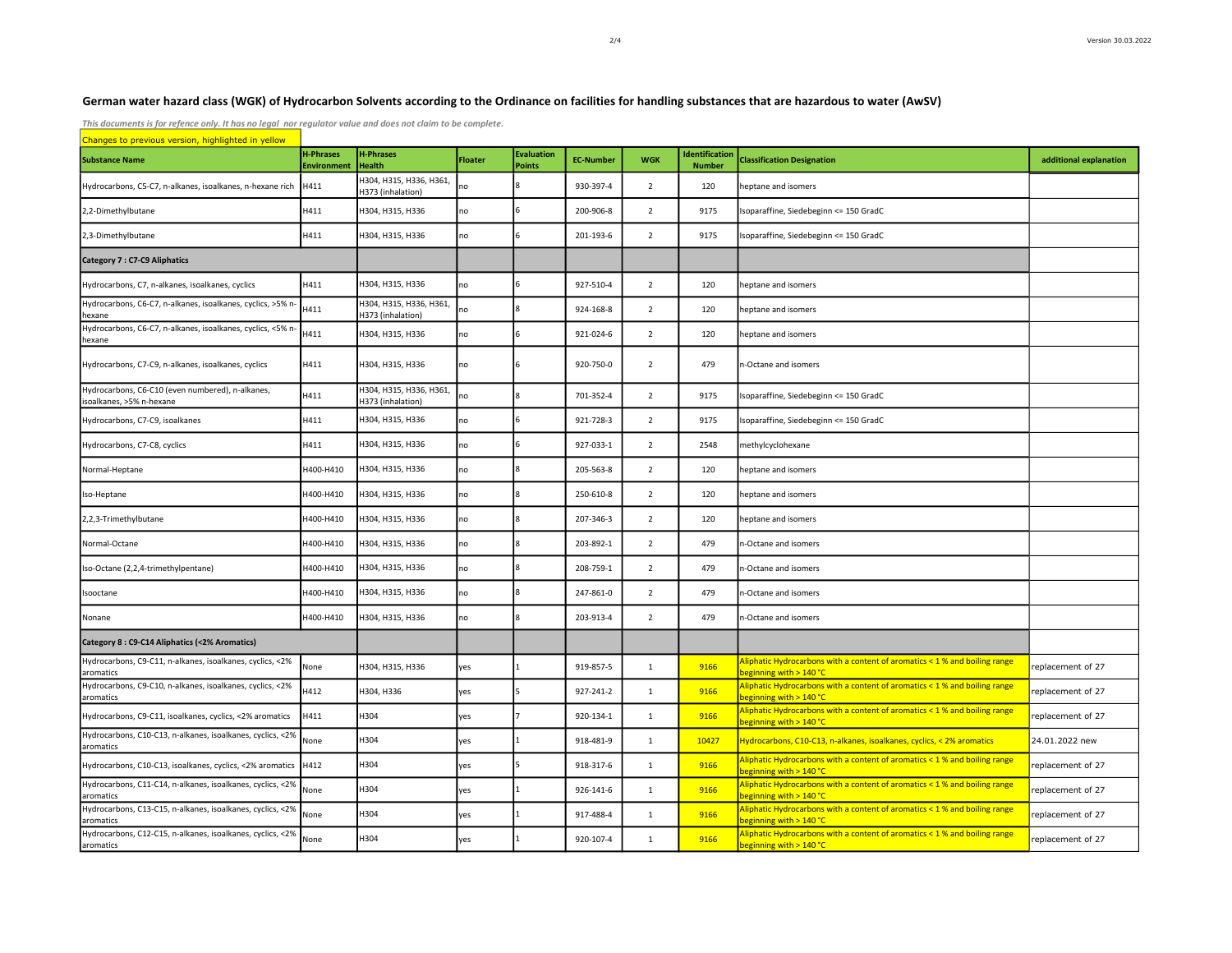## German water hazard class (WGK) of Hydrocarbon Solvents according to the Ordinance on facilities for handling substances that are hazardous to water (AwSV)

*This documents is for refence only. It has no legal nor regulator value and does not claim to be complete.*

Changes to previous version, highlighted in yellow

| Substance Name | H-Phrases Environment | H-Phrases Health | Floater | Evaluation Points | EC-Number | WGK | Identification Number | Classification Designation | additional explanation |
|---|---|---|---|---|---|---|---|---|---|
| Hydrocarbons, C5-C7, n-alkanes, isoalkanes, n-hexane rich | H411 | H304, H315, H336, H361, H373 (inhalation) | no | 8 | 930-397-4 | 2 | 120 | heptane and isomers | |
| 2,2-Dimethylbutane | H411 | H304, H315, H336 | no | 6 | 200-906-8 | 2 | 9175 | Isoparaffine, Siedebeginn <= 150 GradC | |
| 2,3-Dimethylbutane | H411 | H304, H315, H336 | no | 6 | 201-193-6 | 2 | 9175 | Isoparaffine, Siedebeginn <= 150 GradC | |
| **Category 7 : C7-C9 Aliphatics** | | | | | | | | | |
| Hydrocarbons, C7, n-alkanes, isoalkanes, cyclics | H411 | H304, H315, H336 | no | 6 | 927-510-4 | 2 | 120 | heptane and isomers | |
| Hydrocarbons, C6-C7, n-alkanes, isoalkanes, cyclics, >5% n-hexane | H411 | H304, H315, H336, H361, H373 (inhalation) | no | 8 | 924-168-8 | 2 | 120 | heptane and isomers | |
| Hydrocarbons, C6-C7, n-alkanes, isoalkanes, cyclics, <5% n-hexane | H411 | H304, H315, H336 | no | 6 | 921-024-6 | 2 | 120 | heptane and isomers | |
| Hydrocarbons, C7-C9, n-alkanes, isoalkanes, cyclics | H411 | H304, H315, H336 | no | 6 | 920-750-0 | 2 | 479 | n-Octane and isomers | |
| Hydrocarbons, C6-C10 (even numbered), n-alkanes, isoalkanes, >5% n-hexane | H411 | H304, H315, H336, H361, H373 (inhalation) | no | 8 | 701-352-4 | 2 | 9175 | Isoparaffine, Siedebeginn <= 150 GradC | |
| Hydrocarbons, C7-C9, isoalkanes | H411 | H304, H315, H336 | no | 6 | 921-728-3 | 2 | 9175 | Isoparaffine, Siedebeginn <= 150 GradC | |
| Hydrocarbons, C7-C8, cyclics | H411 | H304, H315, H336 | no | 6 | 927-033-1 | 2 | 2548 | methylcyclohexane | |
| Normal-Heptane | H400-H410 | H304, H315, H336 | no | 8 | 205-563-8 | 2 | 120 | heptane and isomers | |
| Iso-Heptane | H400-H410 | H304, H315, H336 | no | 8 | 250-610-8 | 2 | 120 | heptane and isomers | |
| 2,2,3-Trimethylbutane | H400-H410 | H304, H315, H336 | no | 8 | 207-346-3 | 2 | 120 | heptane and isomers | |
| Normal-Octane | H400-H410 | H304, H315, H336 | no | 8 | 203-892-1 | 2 | 479 | n-Octane and isomers | |
| Iso-Octane (2,2,4-trimethylpentane) | H400-H410 | H304, H315, H336 | no | 8 | 208-759-1 | 2 | 479 | n-Octane and isomers | |
| Isooctane | H400-H410 | H304, H315, H336 | no | 8 | 247-861-0 | 2 | 479 | n-Octane and isomers | |
| Nonane | H400-H410 | H304, H315, H336 | no | 8 | 203-913-4 | 2 | 479 | n-Octane and isomers | |
| **Category 8 : C9-C14 Aliphatics (<2% Aromatics)** | | | | | | | | | |
| Hydrocarbons, C9-C11, n-alkanes, isoalkanes, cyclics, <2% aromatics | None | H304, H315, H336 | yes | 1 | 919-857-5 | 1 | 9166 | Aliphatic Hydrocarbons with a content of aromatics < 1 % and boiling range beginning with > 140 °C | replacement of 27 |
| Hydrocarbons, C9-C10, n-alkanes, isoalkanes, cyclics, <2% aromatics | H412 | H304, H336 | yes | 5 | 927-241-2 | 1 | 9166 | Aliphatic Hydrocarbons with a content of aromatics < 1 % and boiling range beginning with > 140 °C | replacement of 27 |
| Hydrocarbons, C9-C11, isoalkanes, cyclics, <2% aromatics | H411 | H304 | yes | 7 | 920-134-1 | 1 | 9166 | Aliphatic Hydrocarbons with a content of aromatics < 1 % and boiling range beginning with > 140 °C | replacement of 27 |
| Hydrocarbons, C10-C13, n-alkanes, isoalkanes, cyclics, <2% aromatics | None | H304 | yes | 1 | 918-481-9 | 1 | 10427 | Hydrocarbons, C10-C13, n-alkanes, isoalkanes, cyclics, < 2% aromatics | 24.01.2022 new |
| Hydrocarbons, C10-C13, isoalkanes, cyclics, <2% aromatics | H412 | H304 | yes | 5 | 918-317-6 | 1 | 9166 | Aliphatic Hydrocarbons with a content of aromatics < 1 % and boiling range beginning with > 140 °C | replacement of 27 |
| Hydrocarbons, C11-C14, n-alkanes, isoalkanes, cyclics, <2% aromatics | None | H304 | yes | 1 | 926-141-6 | 1 | 9166 | Aliphatic Hydrocarbons with a content of aromatics < 1 % and boiling range beginning with > 140 °C | replacement of 27 |
| Hydrocarbons, C13-C15, n-alkanes, isoalkanes, cyclics, <2% aromatics | None | H304 | yes | 1 | 917-488-4 | 1 | 9166 | Aliphatic Hydrocarbons with a content of aromatics < 1 % and boiling range beginning with > 140 °C | replacement of 27 |
| Hydrocarbons, C12-C15, n-alkanes, isoalkanes, cyclics, <2% aromatics | None | H304 | yes | 1 | 920-107-4 | 1 | 9166 | Aliphatic Hydrocarbons with a content of aromatics < 1 % and boiling range beginning with > 140 °C | replacement of 27 |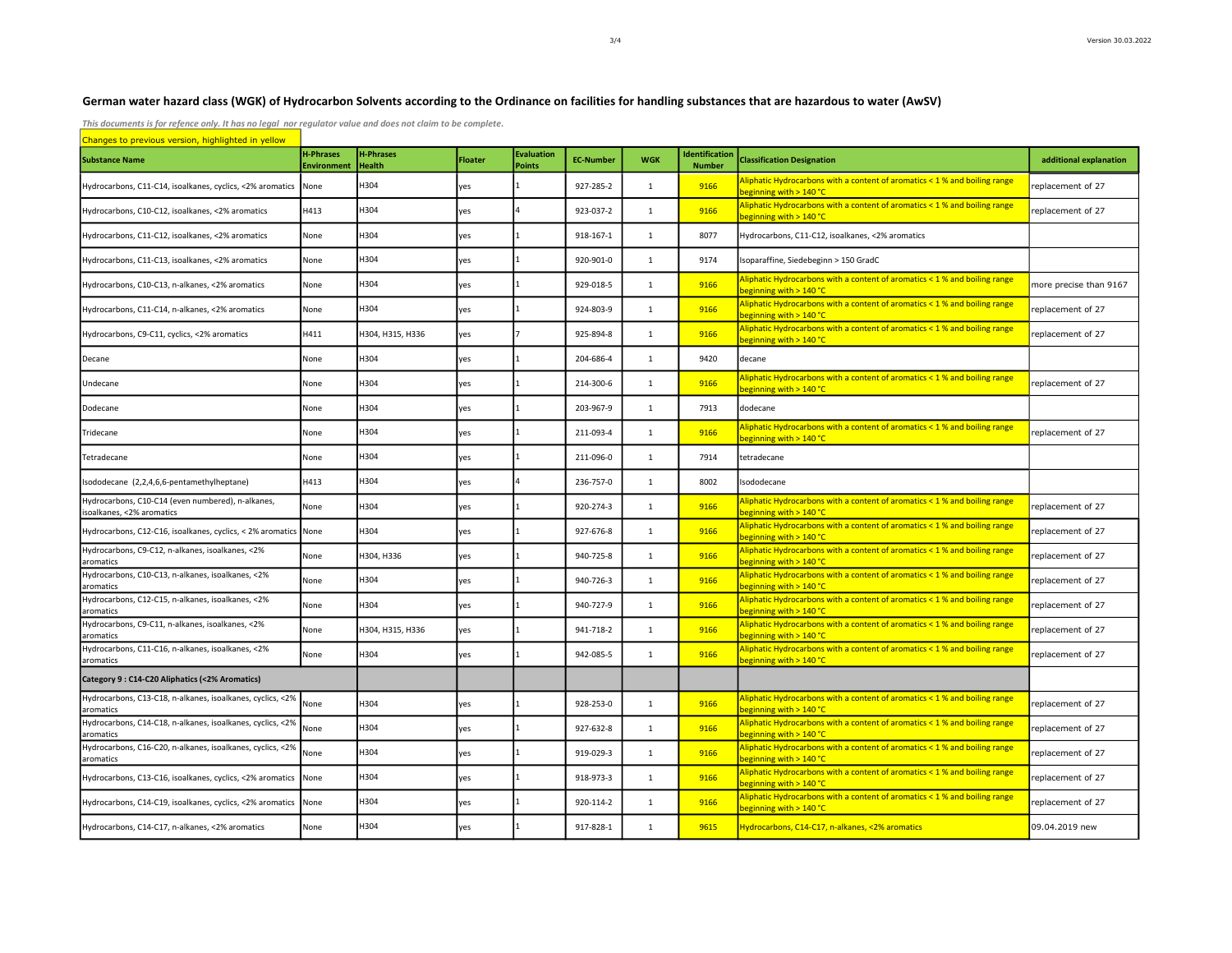# German water hazard class (WGK) of Hydrocarbon Solvents according to the Ordinance on facilities for handling substances that are hazardous to water (AwSV)

*This documents is for refence only. It has no legal nor regulator value and does not claim to be complete.*

Changes to previous version, highlighted in yellow

| Substance Name | H-Phrases Environment | H-Phrases Health | Floater | Evaluation Points | EC-Number | WGK | Identification Number | Classification Designation | additional explanation |
|---|---|---|---|---|---|---|---|---|---|
| Hydrocarbons, C11-C14, isoalkanes, cyclics, <2% aromatics | None | H304 | yes | 1 | 927-285-2 | 1 | 9166 | Aliphatic Hydrocarbons with a content of aromatics < 1 % and boiling range beginning with > 140 °C | replacement of 27 |
| Hydrocarbons, C10-C12, isoalkanes, <2% aromatics | H413 | H304 | yes | 4 | 923-037-2 | 1 | 9166 | Aliphatic Hydrocarbons with a content of aromatics < 1 % and boiling range beginning with > 140 °C | replacement of 27 |
| Hydrocarbons, C11-C12, isoalkanes, <2% aromatics | None | H304 | yes | 1 | 918-167-1 | 1 | 8077 | Hydrocarbons, C11-C12, isoalkanes, <2% aromatics | |
| Hydrocarbons, C11-C13, isoalkanes, <2% aromatics | None | H304 | yes | 1 | 920-901-0 | 1 | 9174 | Isoparaffine, Siedebeginn > 150 GradC | |
| Hydrocarbons, C10-C13, n-alkanes, <2% aromatics | None | H304 | yes | 1 | 929-018-5 | 1 | 9166 | Aliphatic Hydrocarbons with a content of aromatics < 1 % and boiling range beginning with > 140 °C | more precise than 9167 |
| Hydrocarbons, C11-C14, n-alkanes, <2% aromatics | None | H304 | yes | 1 | 924-803-9 | 1 | 9166 | Aliphatic Hydrocarbons with a content of aromatics < 1 % and boiling range beginning with > 140 °C | replacement of 27 |
| Hydrocarbons, C9-C11, cyclics, <2% aromatics | H411 | H304, H315, H336 | yes | 7 | 925-894-8 | 1 | 9166 | Aliphatic Hydrocarbons with a content of aromatics < 1 % and boiling range beginning with > 140 °C | replacement of 27 |
| Decane | None | H304 | yes | 1 | 204-686-4 | 1 | 9420 | decane | |
| Undecane | None | H304 | yes | 1 | 214-300-6 | 1 | 9166 | Aliphatic Hydrocarbons with a content of aromatics < 1 % and boiling range beginning with > 140 °C | replacement of 27 |
| Dodecane | None | H304 | yes | 1 | 203-967-9 | 1 | 7913 | dodecane | |
| Tridecane | None | H304 | yes | 1 | 211-093-4 | 1 | 9166 | Aliphatic Hydrocarbons with a content of aromatics < 1 % and boiling range beginning with > 140 °C | replacement of 27 |
| Tetradecane | None | H304 | yes | 1 | 211-096-0 | 1 | 7914 | tetradecane | |
| Isododecane (2,2,4,6,6-pentamethylheptane) | H413 | H304 | yes | 4 | 236-757-0 | 1 | 8002 | Isododecane | |
| Hydrocarbons, C10-C14 (even numbered), n-alkanes, isoalkanes, <2% aromatics | None | H304 | yes | 1 | 920-274-3 | 1 | 9166 | Aliphatic Hydrocarbons with a content of aromatics < 1 % and boiling range beginning with > 140 °C | replacement of 27 |
| Hydrocarbons, C12-C16, isoalkanes, cyclics, < 2% aromatics | None | H304 | yes | 1 | 927-676-8 | 1 | 9166 | Aliphatic Hydrocarbons with a content of aromatics < 1 % and boiling range beginning with > 140 °C | replacement of 27 |
| Hydrocarbons, C9-C12, n-alkanes, isoalkanes, <2% aromatics | None | H304, H336 | yes | 1 | 940-725-8 | 1 | 9166 | Aliphatic Hydrocarbons with a content of aromatics < 1 % and boiling range beginning with > 140 °C | replacement of 27 |
| Hydrocarbons, C10-C13, n-alkanes, isoalkanes, <2% aromatics | None | H304 | yes | 1 | 940-726-3 | 1 | 9166 | Aliphatic Hydrocarbons with a content of aromatics < 1 % and boiling range beginning with > 140 °C | replacement of 27 |
| Hydrocarbons, C12-C15, n-alkanes, isoalkanes, <2% aromatics | None | H304 | yes | 1 | 940-727-9 | 1 | 9166 | Aliphatic Hydrocarbons with a content of aromatics < 1 % and boiling range beginning with > 140 °C | replacement of 27 |
| Hydrocarbons, C9-C11, n-alkanes, isoalkanes, <2% aromatics | None | H304, H315, H336 | yes | 1 | 941-718-2 | 1 | 9166 | Aliphatic Hydrocarbons with a content of aromatics < 1 % and boiling range beginning with > 140 °C | replacement of 27 |
| Hydrocarbons, C11-C16, n-alkanes, isoalkanes, <2% aromatics | None | H304 | yes | 1 | 942-085-5 | 1 | 9166 | Aliphatic Hydrocarbons with a content of aromatics < 1 % and boiling range beginning with > 140 °C | replacement of 27 |
| **Category 9 : C14-C20 Aliphatics (<2% Aromatics)** | | | | | | | | | |
| Hydrocarbons, C13-C18, n-alkanes, isoalkanes, cyclics, <2% aromatics | None | H304 | yes | 1 | 928-253-0 | 1 | 9166 | Aliphatic Hydrocarbons with a content of aromatics < 1 % and boiling range beginning with > 140 °C | replacement of 27 |
| Hydrocarbons, C14-C18, n-alkanes, isoalkanes, cyclics, <2% aromatics | None | H304 | yes | 1 | 927-632-8 | 1 | 9166 | Aliphatic Hydrocarbons with a content of aromatics < 1 % and boiling range beginning with > 140 °C | replacement of 27 |
| Hydrocarbons, C16-C20, n-alkanes, isoalkanes, cyclics, <2% aromatics | None | H304 | yes | 1 | 919-029-3 | 1 | 9166 | Aliphatic Hydrocarbons with a content of aromatics < 1 % and boiling range beginning with > 140 °C | replacement of 27 |
| Hydrocarbons, C13-C16, isoalkanes, cyclics, <2% aromatics | None | H304 | yes | 1 | 918-973-3 | 1 | 9166 | Aliphatic Hydrocarbons with a content of aromatics < 1 % and boiling range beginning with > 140 °C | replacement of 27 |
| Hydrocarbons, C14-C19, isoalkanes, cyclics, <2% aromatics | None | H304 | yes | 1 | 920-114-2 | 1 | 9166 | Aliphatic Hydrocarbons with a content of aromatics < 1 % and boiling range beginning with > 140 °C | replacement of 27 |
| Hydrocarbons, C14-C17, n-alkanes, <2% aromatics | None | H304 | yes | 1 | 917-828-1 | 1 | 9615 | Hydrocarbons, C14-C17, n-alkanes, <2% aromatics | 09.04.2019 new |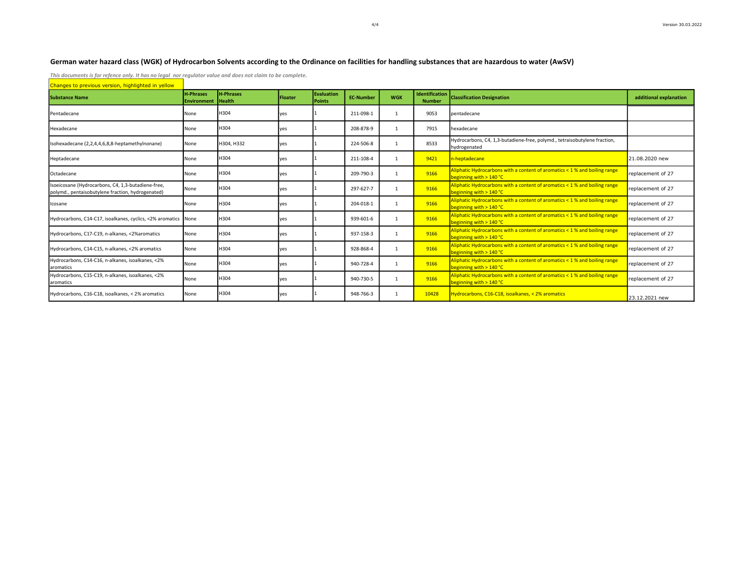## German water hazard class (WGK) of Hydrocarbon Solvents according to the Ordinance on facilities for handling substances that are hazardous to water (AwSV)

*This documents is for refence only. It has no legal nor regulator value and does not claim to be complete.*

Changes to previous version, highlighted in yellow

| Substance Name | H-Phrases Environment | H-Phrases Health | Floater | Evaluation Points | EC-Number | WGK | Identification Number | Classification Designation | additional explanation |
|---|---|---|---|---|---|---|---|---|---|
| Pentadecane | None | H304 | yes | 1 | 211-098-1 | 1 | 9053 | pentadecane | |
| Hexadecane | None | H304 | yes | 1 | 208-878-9 | 1 | 7915 | hexadecane | |
| Isohexadecane (2,2,4,4,6,8,8-heptamethylnonane) | None | H304, H332 | yes | 1 | 224-506-8 | 1 | 8533 | Hydrocarbons, C4, 1,3-butadiene-free, polymd., tetraisobutylene fraction, hydrogenated | |
| Heptadecane | None | H304 | yes | 1 | 211-108-4 | 1 | 9421 | n-heptadecane | 21.08.2020 new |
| Octadecane | None | H304 | yes | 1 | 209-790-3 | 1 | 9166 | Aliphatic Hydrocarbons with a content of aromatics < 1 % and boiling range beginning with > 140 °C | replacement of 27 |
| Isoeicosane (Hydrocarbons, C4, 1,3-butadiene-free, polymd., pentaisobutylene fraction, hydrogenated) | None | H304 | yes | 1 | 297-627-7 | 1 | 9166 | Aliphatic Hydrocarbons with a content of aromatics < 1 % and boiling range beginning with > 140 °C | replacement of 27 |
| Icosane | None | H304 | yes | 1 | 204-018-1 | 1 | 9166 | Aliphatic Hydrocarbons with a content of aromatics < 1 % and boiling range beginning with > 140 °C | replacement of 27 |
| Hydrocarbons, C14-C17, isoalkanes, cyclics, <2% aromatics | None | H304 | yes | 1 | 939-601-6 | 1 | 9166 | Aliphatic Hydrocarbons with a content of aromatics < 1 % and boiling range beginning with > 140 °C | replacement of 27 |
| Hydrocarbons, C17-C19, n-alkanes, <2%aromatics | None | H304 | yes | 1 | 937-158-3 | 1 | 9166 | Aliphatic Hydrocarbons with a content of aromatics < 1 % and boiling range beginning with > 140 °C | replacement of 27 |
| Hydrocarbons, C14-C15, n-alkanes, <2% aromatics | None | H304 | yes | 1 | 928-868-4 | 1 | 9166 | Aliphatic Hydrocarbons with a content of aromatics < 1 % and boiling range beginning with > 140 °C | replacement of 27 |
| Hydrocarbons, C14-C16, n-alkanes, isoalkanes, <2% aromatics | None | H304 | yes | 1 | 940-728-4 | 1 | 9166 | Aliphatic Hydrocarbons with a content of aromatics < 1 % and boiling range beginning with > 140 °C | replacement of 27 |
| Hydrocarbons, C15-C19, n-alkanes, isoalkanes, <2% aromatics | None | H304 | yes | 1 | 940-730-5 | 1 | 9166 | Aliphatic Hydrocarbons with a content of aromatics < 1 % and boiling range beginning with > 140 °C | replacement of 27 |
| Hydrocarbons, C16-C18, isoalkanes, < 2% aromatics | None | H304 | yes | 1 | 948-766-3 | 1 | 10428 | Hydrocarbons, C16-C18, isoalkanes, < 2% aromatics | 23.12.2021 new |